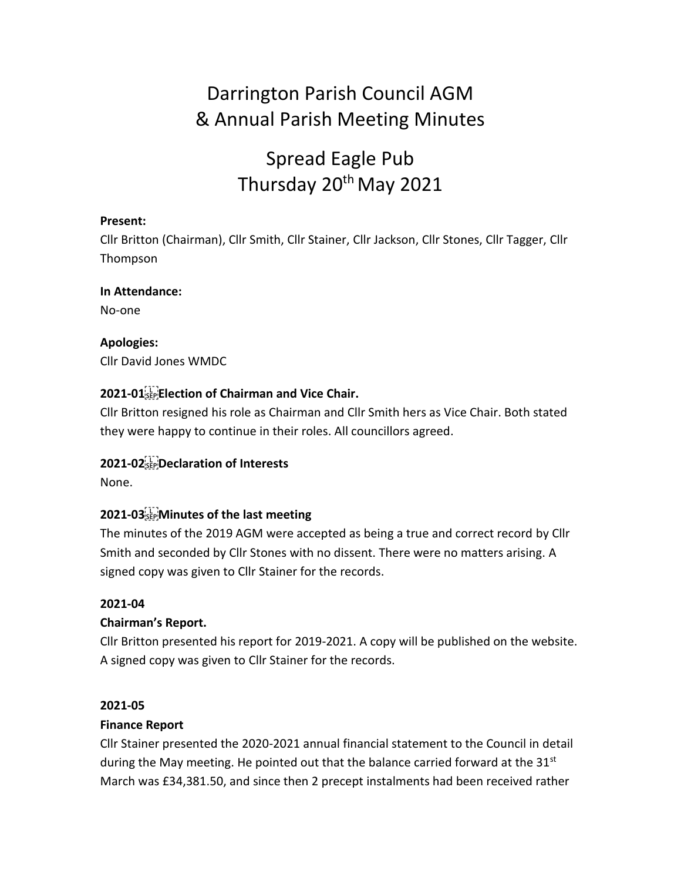// Darrington Parish Council AGM & Annual Parish Meeting Minutes

# Darrington Parish Council AGM
# & Annual Parish Meeting Minutes

## Spread Eagle Pub
## Thursday 20th May 2021

**Present:**
Cllr Britton (Chairman), Cllr Smith, Cllr Stainer, Cllr Jackson, Cllr Stones, Cllr Tagger, Cllr Thompson

**In Attendance:**
No-one

**Apologies:**
Cllr David Jones WMDC

### 2021-01 Election of Chairman and Vice Chair.

Cllr Britton resigned his role as Chairman and Cllr Smith hers as Vice Chair. Both stated they were happy to continue in their roles. All councillors agreed.

### 2021-02 Declaration of Interests

None.

### 2021-03 Minutes of the last meeting

The minutes of the 2019 AGM were accepted as being a true and correct record by Cllr Smith and seconded by Cllr Stones with no dissent. There were no matters arising. A signed copy was given to Cllr Stainer for the records.

### 2021-04

**Chairman's Report.**

Cllr Britton presented his report for 2019-2021. A copy will be published on the website. A signed copy was given to Cllr Stainer for the records.

### 2021-05

**Finance Report**

Cllr Stainer presented the 2020-2021 annual financial statement to the Council in detail during the May meeting. He pointed out that the balance carried forward at the 31st March was £34,381.50, and since then 2 precept instalments had been received rather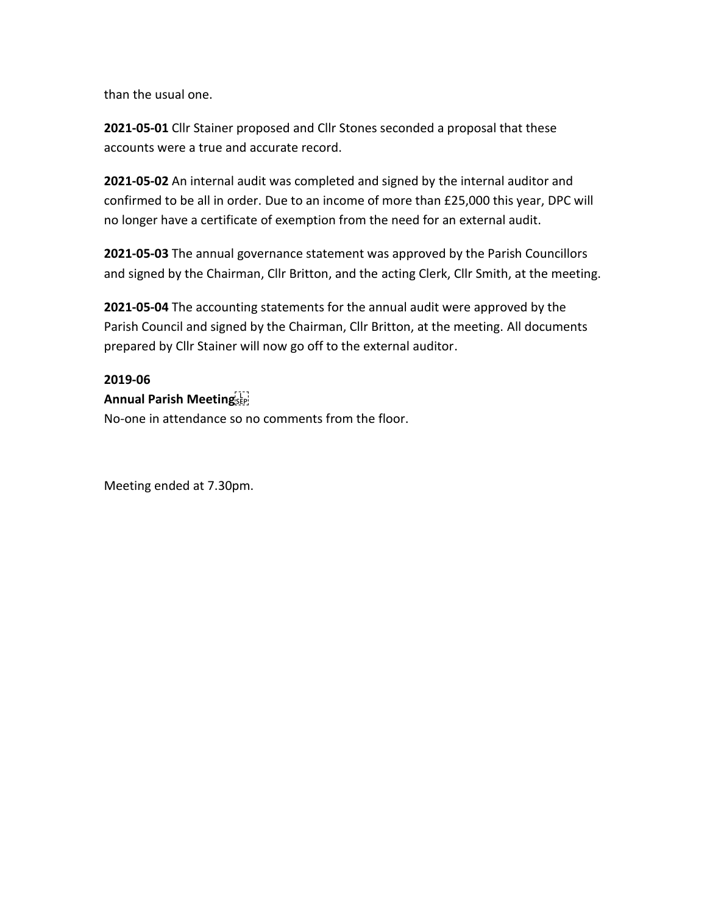than the usual one.

**2021-05-01** Cllr Stainer proposed and Cllr Stones seconded a proposal that these accounts were a true and accurate record.

**2021-05-02** An internal audit was completed and signed by the internal auditor and confirmed to be all in order. Due to an income of more than £25,000 this year, DPC will no longer have a certificate of exemption from the need for an external audit.

**2021-05-03** The annual governance statement was approved by the Parish Councillors and signed by the Chairman, Cllr Britton, and the acting Clerk, Cllr Smith, at the meeting.

**2021-05-04** The accounting statements for the annual audit were approved by the Parish Council and signed by the Chairman, Cllr Britton, at the meeting. All documents prepared by Cllr Stainer will now go off to the external auditor.

**2019-06**

**Annual Parish Meeting**

No-one in attendance so no comments from the floor.

Meeting ended at 7.30pm.